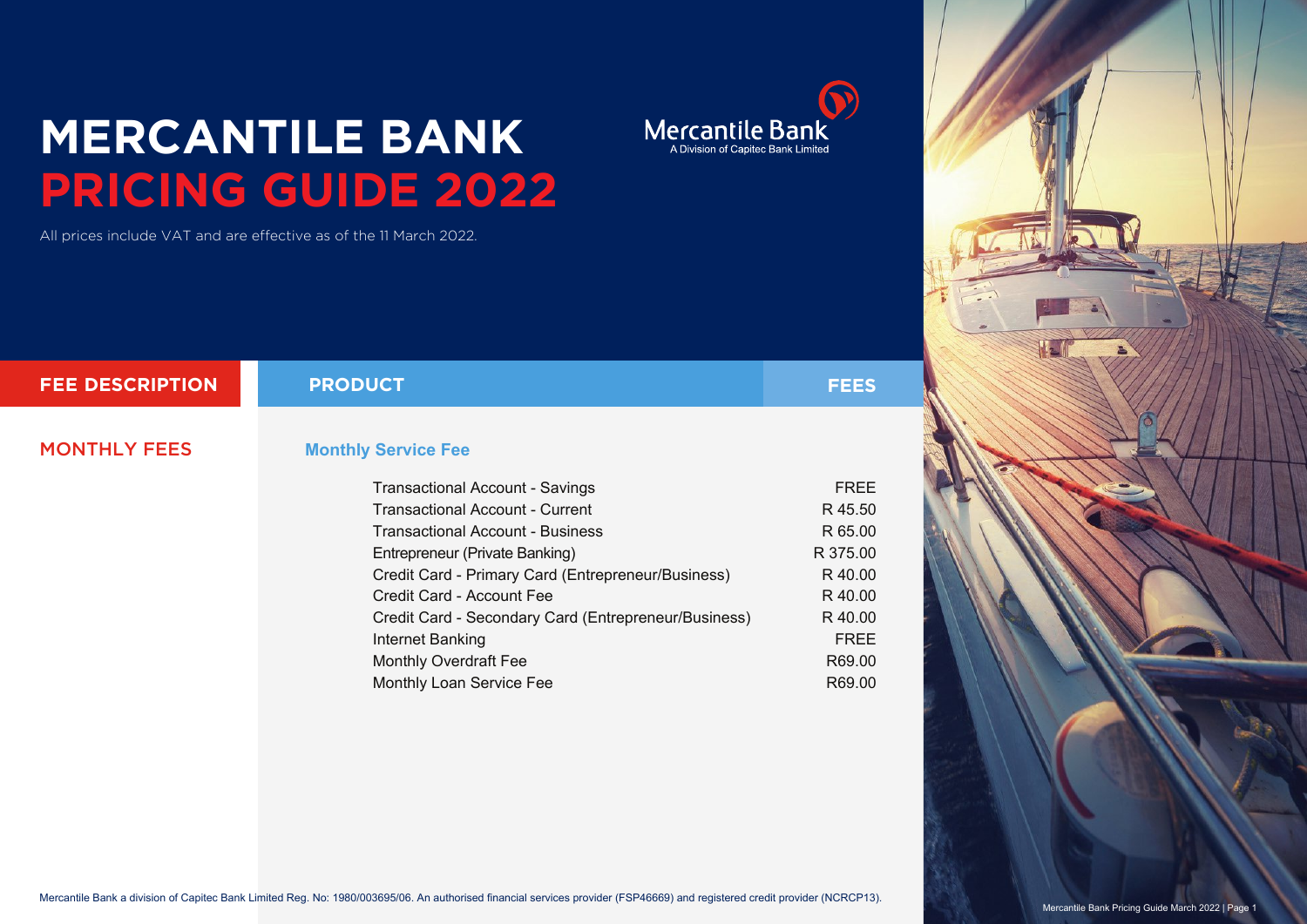# MERCANTILE BANK
# PRICING GUIDE 2022

Mercantile Bank
A Division of Capitec Bank Limited

All prices include VAT and are effective as of the 11 March 2022.

| FEE DESCRIPTION | PRODUCT | FEES |
|---|---|---|
| **MONTHLY FEES** | **Monthly Service Fee** | |
| | Transactional Account - Savings | FREE |
| | Transactional Account - Current | R 45.50 |
| | Transactional Account - Business | R 65.00 |
| | Entrepreneur (Private Banking) | R 375.00 |
| | Credit Card - Primary Card (Entrepreneur/Business) | R 40.00 |
| | Credit Card - Account Fee | R 40.00 |
| | Credit Card - Secondary Card (Entrepreneur/Business) | R 40.00 |
| | Internet Banking | FREE |
| | Monthly Overdraft Fee | R69.00 |
| | Monthly Loan Service Fee | R69.00 |

Mercantile Bank a division of Capitec Bank Limited Reg. No: 1980/003695/06. An authorised financial services provider (FSP46669) and registered credit provider (NCRCP13).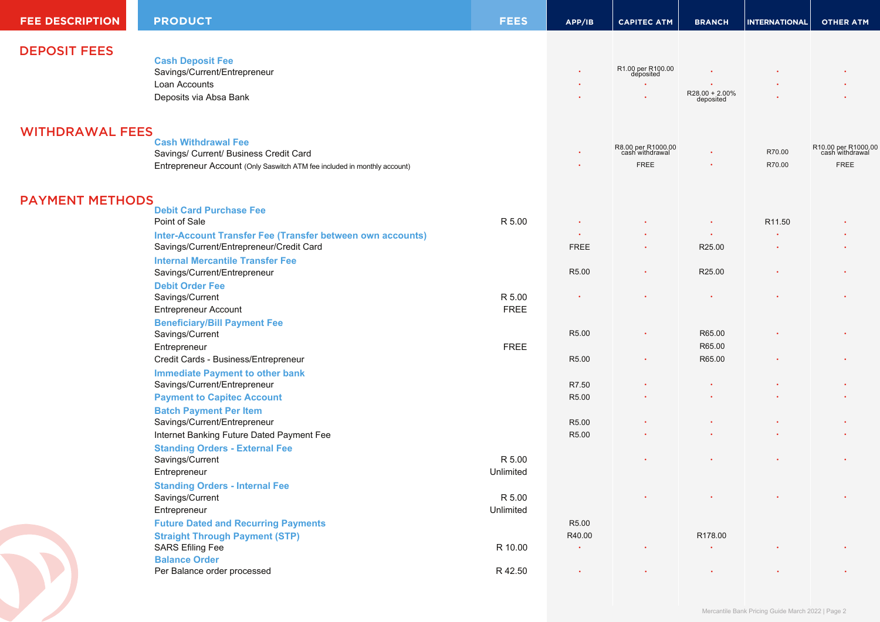| FEE DESCRIPTION | PRODUCT | FEES | APP/IB | CAPITEC ATM | BRANCH | INTERNATIONAL | OTHER ATM |
|---|---|---|---|---|---|---|---|
| **DEPOSIT FEES** | **Cash Deposit Fee** | | | | | | |
| | Savings/Current/Entrepreneur | | • | R1.00 per R100.00 deposited | • | • | • |
| | Loan Accounts | | • | • | • | • | • |
| | Deposits via Absa Bank | | • | • | R28.00 + 2.00% deposited | • | • |
| **WITHDRAWAL FEES** | **Cash Withdrawal Fee** | | | | | | |
| | Savings/ Current/ Business Credit Card | | • | R8.00 per R1000.00 cash withdrawal | • | R70.00 | R10.00 per R1000.00 cash withdrawal |
| | Entrepreneur Account (Only Saswitch ATM fee included in monthly account) | | • | FREE | • | R70.00 | FREE |
| **PAYMENT METHODS** | **Debit Card Purchase Fee** | | | | | | |
| | Point of Sale | R 5.00 | • | • | • | R11.50 | • |
| | **Inter-Account Transfer Fee (Transfer between own accounts)** | | • | • | • | • | • |
| | Savings/Current/Entrepreneur/Credit Card | | FREE | • | R25.00 | • | • |
| | **Internal Mercantile Transfer Fee** | | | | | | |
| | Savings/Current/Entrepreneur | | R5.00 | • | R25.00 | • | • |
| | **Debit Order Fee** | | | | | | |
| | Savings/Current | R 5.00 | • | • | • | • | • |
| | Entrepreneur Account | FREE | | | | | |
| | **Beneficiary/Bill Payment Fee** | | | | | | |
| | Savings/Current | | R5.00 | • | R65.00 | • | • |
| | Entrepreneur | FREE | | | R65.00 | | |
| | Credit Cards - Business/Entrepreneur | | R5.00 | • | R65.00 | • | • |
| | **Immediate Payment to other bank** | | | | | | |
| | Savings/Current/Entrepreneur | | R7.50 | • | • | • | • |
| | **Payment to Capitec Account** | | R5.00 | • | • | • | • |
| | **Batch Payment Per Item** | | | | | | |
| | Savings/Current/Entrepreneur | | R5.00 | • | • | • | • |
| | Internet Banking Future Dated Payment Fee | | R5.00 | • | • | • | • |
| | **Standing Orders - External Fee** | | | | | | |
| | Savings/Current | R 5.00 | | • | • | • | • |
| | Entrepreneur | Unlimited | | | | | |
| | **Standing Orders - Internal Fee** | | | | | | |
| | Savings/Current | R 5.00 | | • | • | • | • |
| | Entrepreneur | Unlimited | | | | | |
| | **Future Dated and Recurring Payments** | | R5.00 | | | | |
| | **Straight Through Payment (STP)** | | R40.00 | | R178.00 | | |
| | SARS Efiling Fee | R 10.00 | • | • | • | • | • |
| | **Balance Order** | | | | | | |
| | Per Balance order processed | R 42.50 | • | • | • | • | • |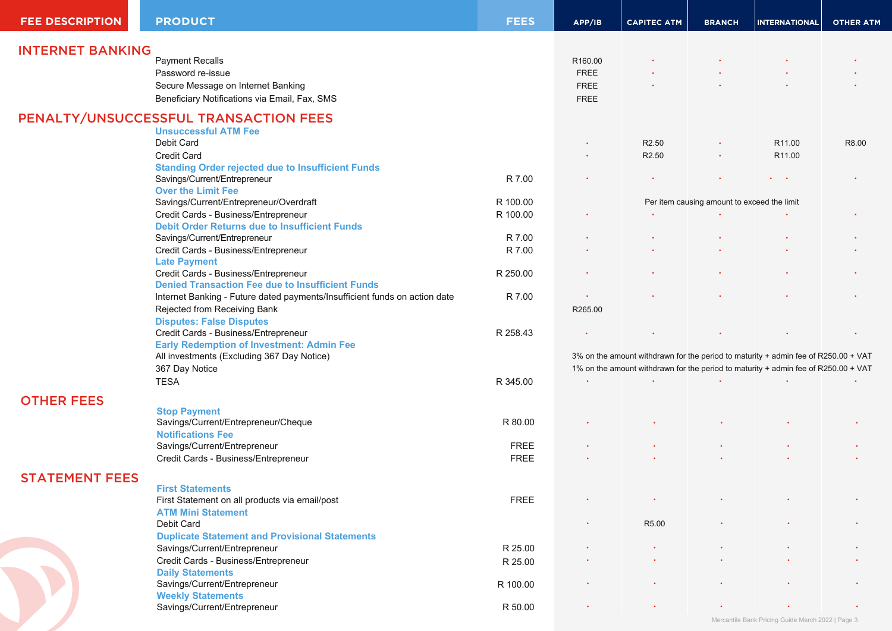| FEE DESCRIPTION | PRODUCT | FEES | APP/IB | CAPITEC ATM | BRANCH | INTERNATIONAL | OTHER ATM |
|---|---|---|---|---|---|---|---|
| **INTERNET BANKING** | | | | | | | |
| | Payment Recalls | | R160.00 | • | • | • | • |
| | Password re-issue | | FREE | • | • | • | • |
| | Secure Message on Internet Banking | | FREE | • | • | • | • |
| | Beneficiary Notifications via Email, Fax, SMS | | FREE | | | | |
| **PENALTY/UNSUCCESSFUL TRANSACTION FEES** | | | | | | | |
| | **Unsuccessful ATM Fee** | | | | | | |
| | Debit Card | | • | R2.50 | • | R11.00 | R8.00 |
| | Credit Card | | • | R2.50 | • | R11.00 | |
| | **Standing Order rejected due to Insufficient Funds** | | | | | | |
| | Savings/Current/Entrepreneur | R 7.00 | • | • | • | • • | • |
| | **Over the Limit Fee** | | | | | | |
| | Savings/Current/Entrepreneur/Overdraft | R 100.00 | Per item causing amount to exceed the limit | | | | |
| | Credit Cards - Business/Entrepreneur | R 100.00 | • | • | • | • | • |
| | **Debit Order Returns due to Insufficient Funds** | | | | | | |
| | Savings/Current/Entrepreneur | R 7.00 | • | • | • | • | • |
| | Credit Cards - Business/Entrepreneur | R 7.00 | • | • | • | • | • |
| | **Late Payment** | | | | | | |
| | Credit Cards - Business/Entrepreneur | R 250.00 | • | • | • | • | • |
| | **Denied Transaction Fee due to Insufficient Funds** | | | | | | |
| | Internet Banking - Future dated payments/Insufficient funds on action date | R 7.00 | • | • | • | • | • |
| | Rejected from Receiving Bank | | R265.00 | | | | |
| | **Disputes: False Disputes** | | | | | | |
| | Credit Cards - Business/Entrepreneur | R 258.43 | • | • | • | • | • |
| | **Early Redemption of Investment: Admin Fee** | | | | | | |
| | All investments (Excluding 367 Day Notice) | | 3% on the amount withdrawn for the period to maturity + admin fee of R250.00 + VAT | | | | |
| | 367 Day Notice | | 1% on the amount withdrawn for the period to maturity + admin fee of R250.00 + VAT | | | | |
| | TESA | R 345.00 | • | • | • | • | • |
| **OTHER FEES** | | | | | | | |
| | **Stop Payment** | | | | | | |
| | Savings/Current/Entrepreneur/Cheque | R 80.00 | • | • | • | • | • |
| | **Notifications Fee** | | | | | | |
| | Savings/Current/Entrepreneur | FREE | • | • | • | • | • |
| | Credit Cards - Business/Entrepreneur | FREE | • | • | • | • | • |
| **STATEMENT FEES** | | | | | | | |
| | **First Statements** | | | | | | |
| | First Statement on all products via email/post | FREE | • | • | • | • | • |
| | **ATM Mini Statement** | | | | | | |
| | Debit Card | | • | R5.00 | • | • | • |
| | **Duplicate Statement and Provisional Statements** | | | | | | |
| | Savings/Current/Entrepreneur | R 25.00 | • | • | • | • | • |
| | Credit Cards - Business/Entrepreneur | R 25.00 | • | • | • | • | • |
| | **Daily Statements** | | | | | | |
| | Savings/Current/Entrepreneur | R 100.00 | • | • | • | • | • |
| | **Weekly Statements** | | | | | | |
| | Savings/Current/Entrepreneur | R 50.00 | • | • | • | • | • |

Mercantile Bank Pricing Guide March 2022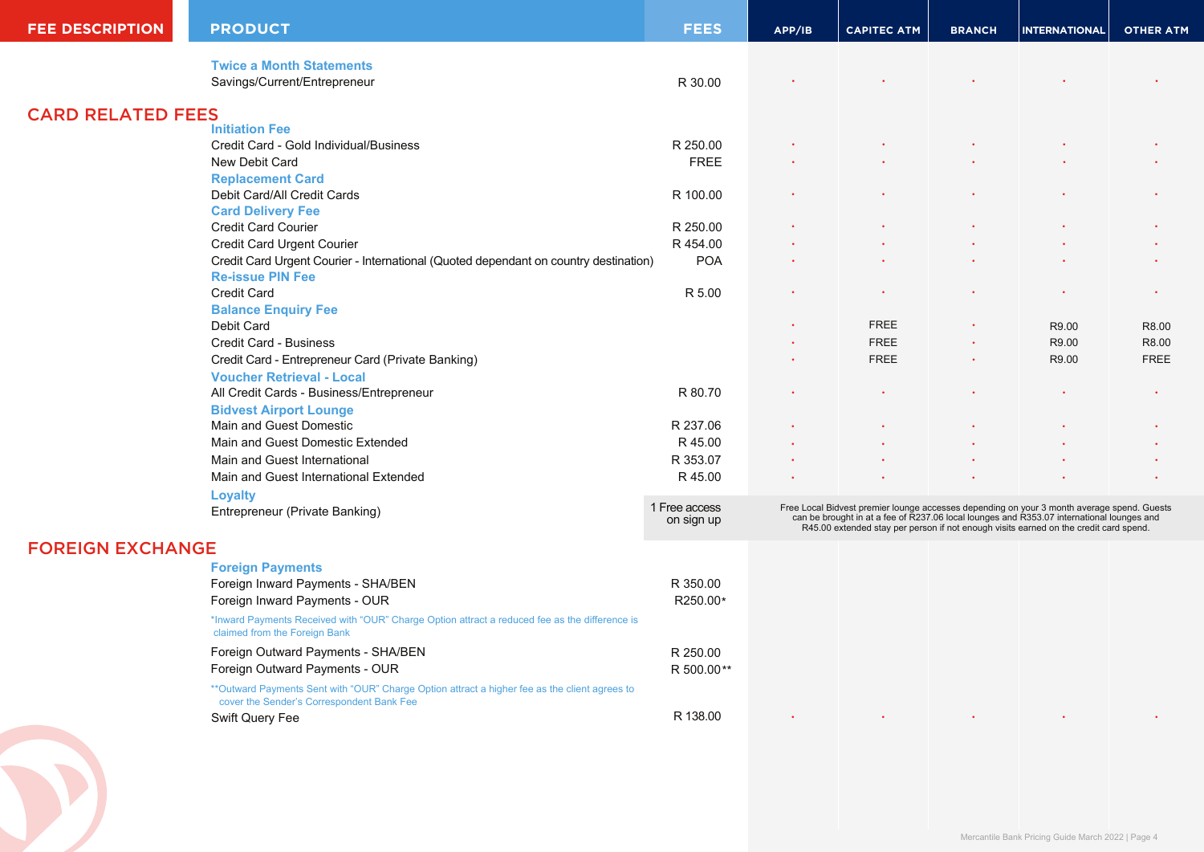| FEE DESCRIPTION | PRODUCT | FEES | APP/IB | CAPITEC ATM | BRANCH | INTERNATIONAL | OTHER ATM |
|---|---|---|---|---|---|---|---|
| | **Twice a Month Statements** | | | | | | |
| | Savings/Current/Entrepreneur | R 30.00 | • | • | • | • | • |
| **CARD RELATED FEES** | | | | | | | |
| | **Initiation Fee** | | | | | | |
| | Credit Card - Gold Individual/Business | R 250.00 | • | • | • | • | • |
| | New Debit Card | FREE | • | • | • | • | • |
| | **Replacement Card** | | | | | | |
| | Debit Card/All Credit Cards | R 100.00 | • | • | • | • | • |
| | **Card Delivery Fee** | | | | | | |
| | Credit Card Courier | R 250.00 | • | • | • | • | • |
| | Credit Card Urgent Courier | R 454.00 | • | • | • | • | • |
| | Credit Card Urgent Courier - International (Quoted dependant on country destination) | POA | • | • | • | • | • |
| | **Re-issue PIN Fee** | | | | | | |
| | Credit Card | R 5.00 | • | • | • | • | • |
| | **Balance Enquiry Fee** | | | | | | |
| | Debit Card | | • | FREE | • | R9.00 | R8.00 |
| | Credit Card - Business | | • | FREE | • | R9.00 | R8.00 |
| | Credit Card - Entrepreneur Card (Private Banking) | | • | FREE | • | R9.00 | FREE |
| | **Voucher Retrieval - Local** | | | | | | |
| | All Credit Cards - Business/Entrepreneur | R 80.70 | • | • | • | • | • |
| | **Bidvest Airport Lounge** | | | | | | |
| | Main and Guest Domestic | R 237.06 | • | • | • | • | • |
| | Main and Guest Domestic Extended | R 45.00 | • | • | • | • | • |
| | Main and Guest International | R 353.07 | • | • | • | • | • |
| | Main and Guest International Extended | R 45.00 | • | • | • | • | • |
| | **Loyalty** | | | | | | |
| | Entrepreneur (Private Banking) | 1 Free access on sign up | Free Local Bidvest premier lounge accesses depending on your 3 month average spend. Guests can be brought in at a fee of R237.06 local lounges and R353.07 international lounges and R45.00 extended stay per person if not enough visits earned on the credit card spend. | | | | |
| **FOREIGN EXCHANGE** | | | | | | | |
| | **Foreign Payments** | | | | | | |
| | Foreign Inward Payments - SHA/BEN | R 350.00 | | | | | |
| | Foreign Inward Payments - OUR | R250.00* | | | | | |
| | *Inward Payments Received with "OUR" Charge Option attract a reduced fee as the difference is claimed from the Foreign Bank | | | | | | |
| | Foreign Outward Payments - SHA/BEN | R 250.00 | | | | | |
| | Foreign Outward Payments - OUR | R 500.00** | | | | | |
| | **Outward Payments Sent with "OUR" Charge Option attract a higher fee as the client agrees to cover the Sender's Correspondent Bank Fee | | | | | | |
| | Swift Query Fee | R 138.00 | • | • | • | • | • |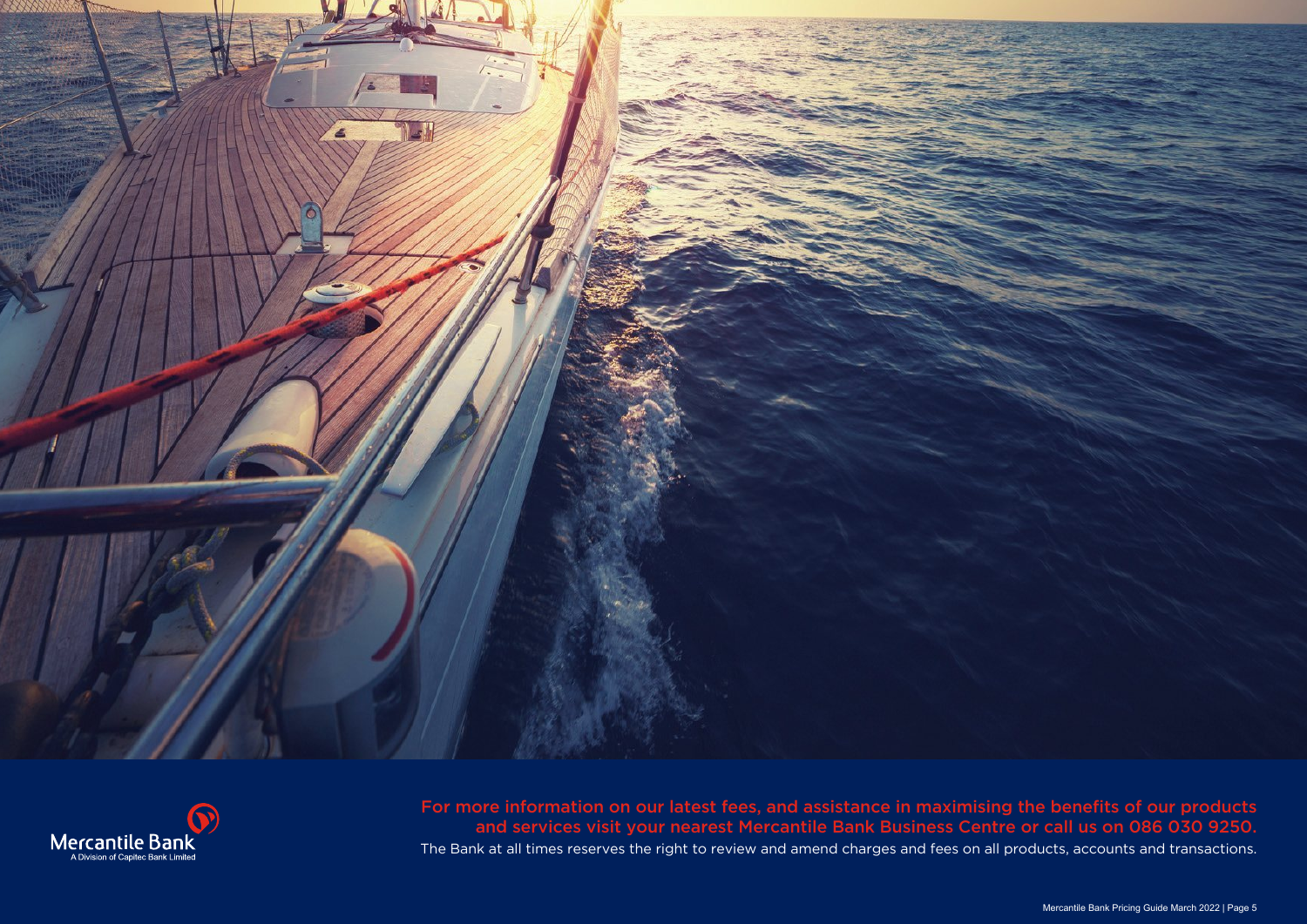Mercantile Bank
A Division of Capitec Bank Limited

**For more information on our latest fees, and assistance in maximising the benefits of our products and services visit your nearest Mercantile Bank Business Centre or call us on 086 030 9250.**

The Bank at all times reserves the right to review and amend charges and fees on all products, accounts and transactions.